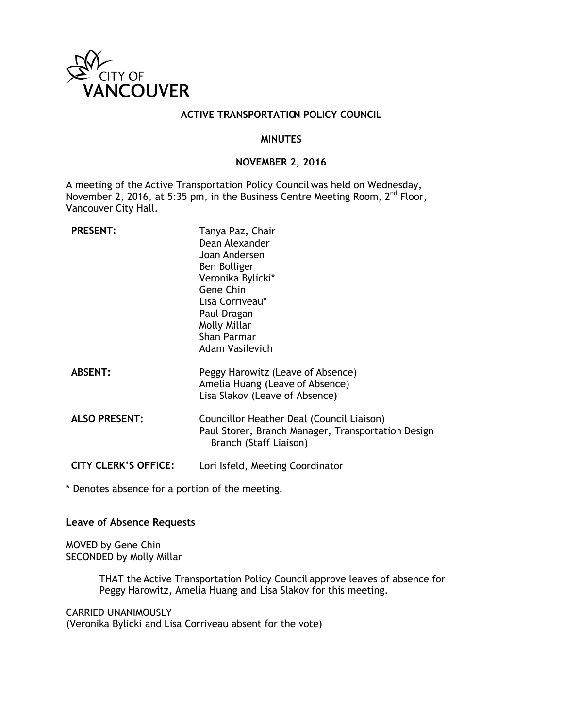CITY OF VANCOUVER

# ACTIVE TRANSPORTATION POLICY COUNCIL

## MINUTES

## NOVEMBER 2, 2016

A meeting of the Active Transportation Policy Council was held on Wednesday, November 2, 2016, at 5:35 pm, in the Business Centre Meeting Room, 2nd Floor, Vancouver City Hall.

**PRESENT:**
Tanya Paz, Chair
Dean Alexander
Joan Andersen
Ben Bolliger
Veronika Bylicki*
Gene Chin
Lisa Corriveau*
Paul Dragan
Molly Millar
Shan Parmar
Adam Vasilevich

**ABSENT:**
Peggy Harowitz (Leave of Absence)
Amelia Huang (Leave of Absence)
Lisa Slakov (Leave of Absence)

**ALSO PRESENT:**
Councillor Heather Deal (Council Liaison)
Paul Storer, Branch Manager, Transportation Design Branch (Staff Liaison)

**CITY CLERK'S OFFICE:**
Lori Isfeld, Meeting Coordinator

* Denotes absence for a portion of the meeting.

**Leave of Absence Requests**

MOVED by Gene Chin
SECONDED by Molly Millar

> THAT the Active Transportation Policy Council approve leaves of absence for Peggy Harowitz, Amelia Huang and Lisa Slakov for this meeting.

CARRIED UNANIMOUSLY
(Veronika Bylicki and Lisa Corriveau absent for the vote)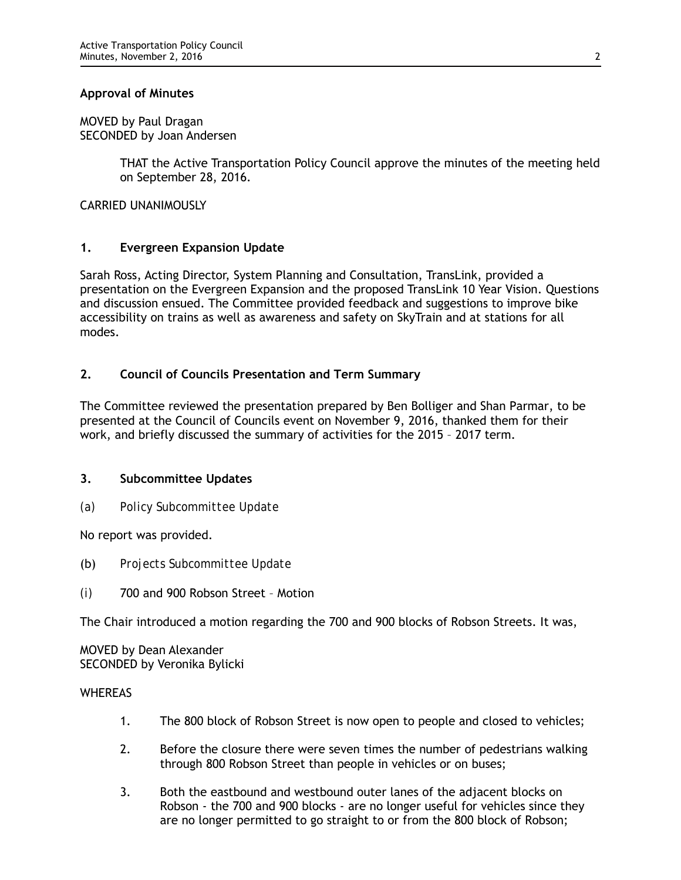**Approval of Minutes**

MOVED by Paul Dragan
SECONDED by Joan Andersen

> THAT the Active Transportation Policy Council approve the minutes of the meeting held on September 28, 2016.

CARRIED UNANIMOUSLY

## 1. Evergreen Expansion Update

Sarah Ross, Acting Director, System Planning and Consultation, TransLink, provided a presentation on the Evergreen Expansion and the proposed TransLink 10 Year Vision. Questions and discussion ensued. The Committee provided feedback and suggestions to improve bike accessibility on trains as well as awareness and safety on SkyTrain and at stations for all modes.

## 2. Council of Councils Presentation and Term Summary

The Committee reviewed the presentation prepared by Ben Bolliger and Shan Parmar, to be presented at the Council of Councils event on November 9, 2016, thanked them for their work, and briefly discussed the summary of activities for the 2015 – 2017 term.

## 3. Subcommittee Updates

(a) *Policy Subcommittee Update*

No report was provided.

(b) *Projects Subcommittee Update*

(i) 700 and 900 Robson Street – Motion

The Chair introduced a motion regarding the 700 and 900 blocks of Robson Streets. It was,

MOVED by Dean Alexander
SECONDED by Veronika Bylicki

WHEREAS

1. The 800 block of Robson Street is now open to people and closed to vehicles;
2. Before the closure there were seven times the number of pedestrians walking through 800 Robson Street than people in vehicles or on buses;
3. Both the eastbound and westbound outer lanes of the adjacent blocks on Robson - the 700 and 900 blocks - are no longer useful for vehicles since they are no longer permitted to go straight to or from the 800 block of Robson;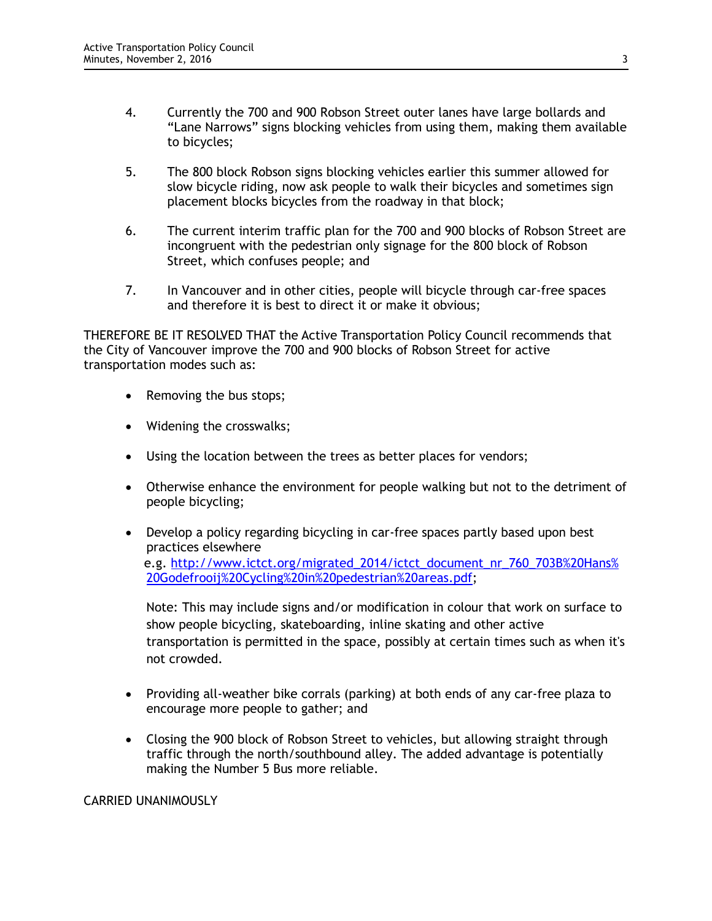4. Currently the 700 and 900 Robson Street outer lanes have large bollards and "Lane Narrows" signs blocking vehicles from using them, making them available to bicycles;

5. The 800 block Robson signs blocking vehicles earlier this summer allowed for slow bicycle riding, now ask people to walk their bicycles and sometimes sign placement blocks bicycles from the roadway in that block;

6. The current interim traffic plan for the 700 and 900 blocks of Robson Street are incongruent with the pedestrian only signage for the 800 block of Robson Street, which confuses people; and

7. In Vancouver and in other cities, people will bicycle through car-free spaces and therefore it is best to direct it or make it obvious;

THEREFORE BE IT RESOLVED THAT the Active Transportation Policy Council recommends that the City of Vancouver improve the 700 and 900 blocks of Robson Street for active transportation modes such as:

- Removing the bus stops;
- Widening the crosswalks;
- Using the location between the trees as better places for vendors;
- Otherwise enhance the environment for people walking but not to the detriment of people bicycling;
- Develop a policy regarding bicycling in car-free spaces partly based upon best practices elsewhere
  e.g. [http://www.ictct.org/migrated_2014/ictct_document_nr_760_703B%20Hans%20Godefrooij%20Cycling%20in%20pedestrian%20areas.pdf](http://www.ictct.org/migrated_2014/ictct_document_nr_760_703B%20Hans%20Godefrooij%20Cycling%20in%20pedestrian%20areas.pdf);

  Note: This may include signs and/or modification in colour that work on surface to show people bicycling, skateboarding, inline skating and other active transportation is permitted in the space, possibly at certain times such as when it's not crowded.

- Providing all-weather bike corrals (parking) at both ends of any car-free plaza to encourage more people to gather; and
- Closing the 900 block of Robson Street to vehicles, but allowing straight through traffic through the north/southbound alley. The added advantage is potentially making the Number 5 Bus more reliable.

CARRIED UNANIMOUSLY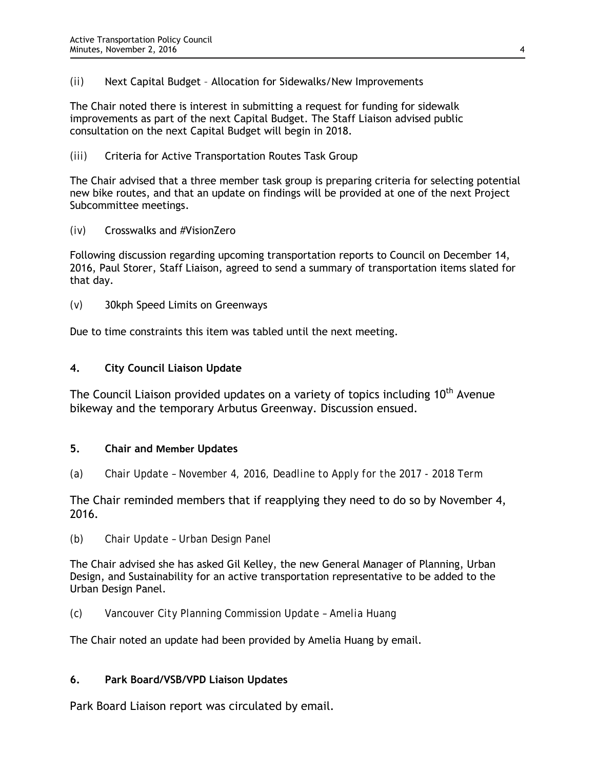(ii) Next Capital Budget – Allocation for Sidewalks/New Improvements

The Chair noted there is interest in submitting a request for funding for sidewalk improvements as part of the next Capital Budget. The Staff Liaison advised public consultation on the next Capital Budget will begin in 2018.

(iii) Criteria for Active Transportation Routes Task Group

The Chair advised that a three member task group is preparing criteria for selecting potential new bike routes, and that an update on findings will be provided at one of the next Project Subcommittee meetings.

(iv) Crosswalks and #VisionZero

Following discussion regarding upcoming transportation reports to Council on December 14, 2016, Paul Storer, Staff Liaison, agreed to send a summary of transportation items slated for that day.

(v) 30kph Speed Limits on Greenways

Due to time constraints this item was tabled until the next meeting.

## 4. City Council Liaison Update

The Council Liaison provided updates on a variety of topics including 10th Avenue bikeway and the temporary Arbutus Greenway. Discussion ensued.

## 5. Chair and Member Updates

*(a) Chair Update – November 4, 2016, Deadline to Apply for the 2017 - 2018 Term*

The Chair reminded members that if reapplying they need to do so by November 4, 2016.

*(b) Chair Update – Urban Design Panel*

The Chair advised she has asked Gil Kelley, the new General Manager of Planning, Urban Design, and Sustainability for an active transportation representative to be added to the Urban Design Panel.

*(c) Vancouver City Planning Commission Update – Amelia Huang*

The Chair noted an update had been provided by Amelia Huang by email.

## 6. Park Board/VSB/VPD Liaison Updates

Park Board Liaison report was circulated by email.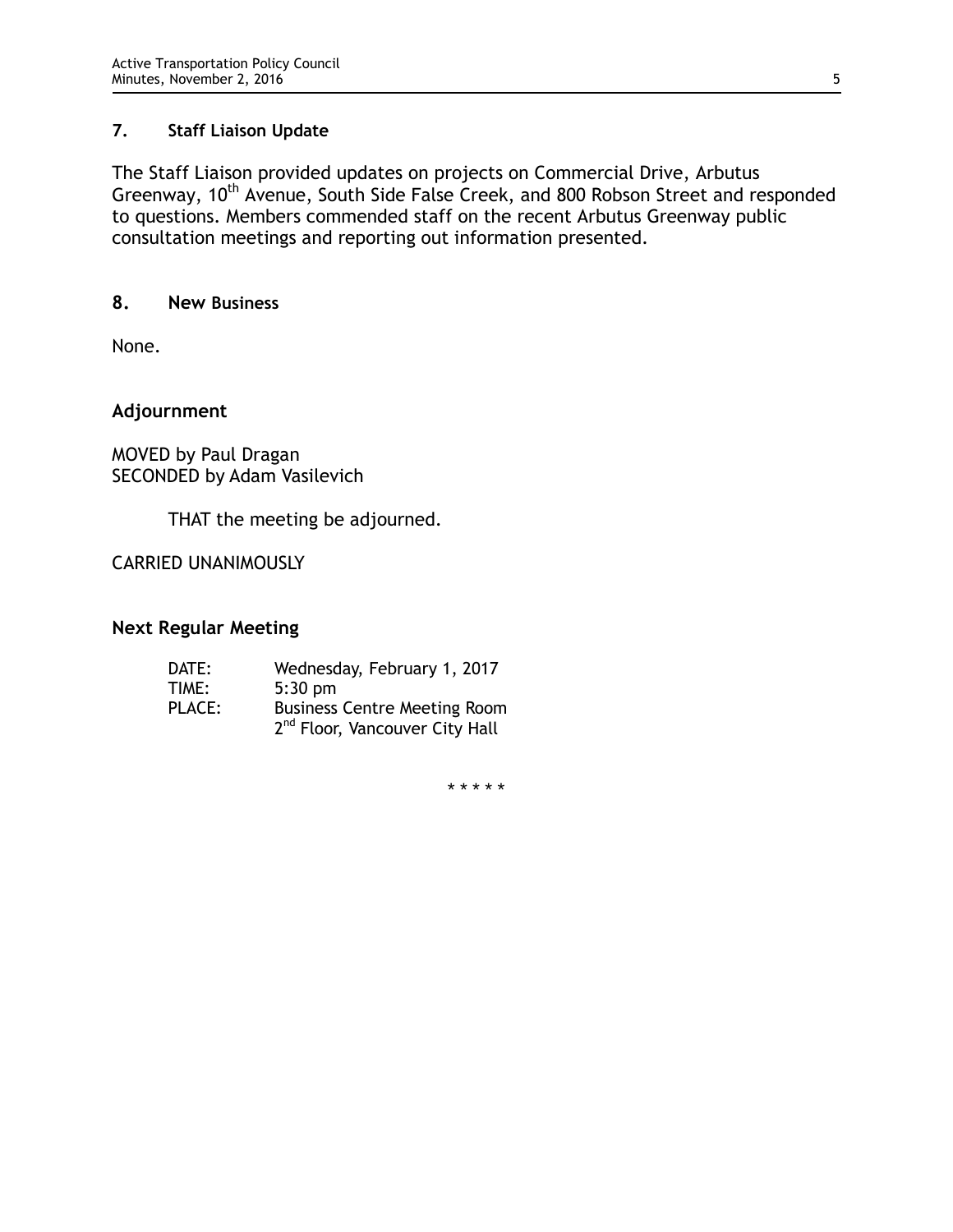## 7. Staff Liaison Update

The Staff Liaison provided updates on projects on Commercial Drive, Arbutus Greenway, 10th Avenue, South Side False Creek, and 800 Robson Street and responded to questions. Members commended staff on the recent Arbutus Greenway public consultation meetings and reporting out information presented.

## 8. New Business

None.

## Adjournment

MOVED by Paul Dragan
SECONDED by Adam Vasilevich

THAT the meeting be adjourned.

CARRIED UNANIMOUSLY

## Next Regular Meeting

| | |
|---|---|
| DATE: | Wednesday, February 1, 2017 |
| TIME: | 5:30 pm |
| PLACE: | Business Centre Meeting Room<br>2nd Floor, Vancouver City Hall |

* * * * *